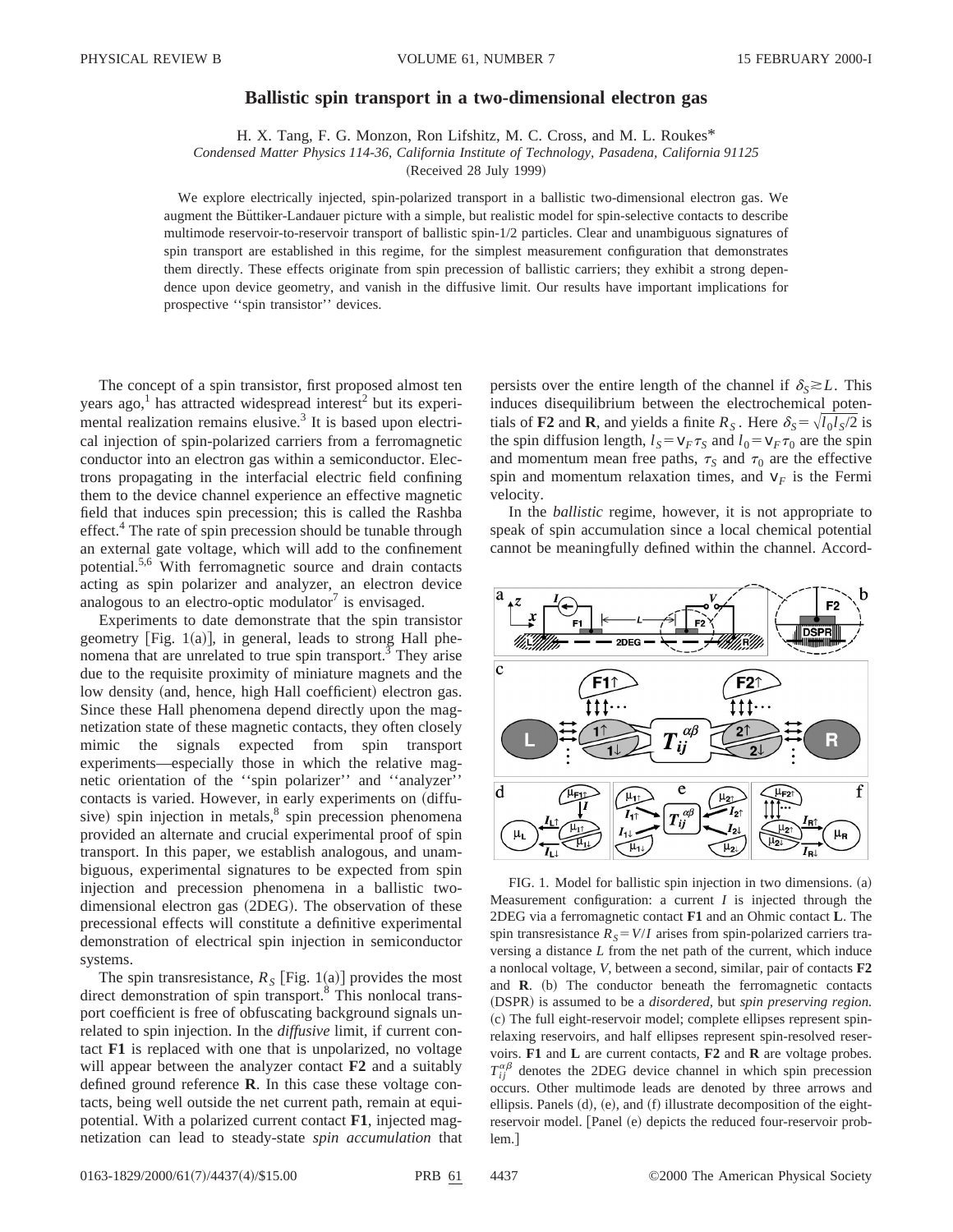# Ballistic spin transport in a two-dimensional electron gas

H. X. Tang, F. G. Monzon, Ron Lifshitz, M. C. Cross, and M. L. Roukes*

*Condensed Matter Physics 114-36, California Institute of Technology, Pasadena, California 91125*

(Received 28 July 1999)

We explore electrically injected, spin-polarized transport in a ballistic two-dimensional electron gas. We augment the Büttiker-Landauer picture with a simple, but realistic model for spin-selective contacts to describe multimode reservoir-to-reservoir transport of ballistic spin-1/2 particles. Clear and unambiguous signatures of spin transport are established in this regime, for the simplest measurement configuration that demonstrates them directly. These effects originate from spin precession of ballistic carriers; they exhibit a strong dependence upon device geometry, and vanish in the diffusive limit. Our results have important implications for prospective ''spin transistor'' devices.

The concept of a spin transistor, first proposed almost ten years ago,[1] has attracted widespread interest[2] but its experimental realization remains elusive.[3] It is based upon electrical injection of spin-polarized carriers from a ferromagnetic conductor into an electron gas within a semiconductor. Electrons propagating in the interfacial electric field confining them to the device channel experience an effective magnetic field that induces spin precession; this is called the Rashba effect.[4] The rate of spin precession should be tunable through an external gate voltage, which will add to the confinement potential.[5,6] With ferromagnetic source and drain contacts acting as spin polarizer and analyzer, an electron device analogous to an electro-optic modulator[7] is envisaged.

Experiments to date demonstrate that the spin transistor geometry [Fig. 1(a)], in general, leads to strong Hall phenomena that are unrelated to true spin transport.[3] They arise due to the requisite proximity of miniature magnets and the low density (and, hence, high Hall coefficient) electron gas. Since these Hall phenomena depend directly upon the magnetization state of these magnetic contacts, they often closely mimic the signals expected from spin transport experiments—especially those in which the relative magnetic orientation of the ''spin polarizer'' and ''analyzer'' contacts is varied. However, in early experiments on (diffusive) spin injection in metals,[8] spin precession phenomena provided an alternate and crucial experimental proof of spin transport. In this paper, we establish analogous, and unambiguous, experimental signatures to be expected from spin injection and precession phenomena in a ballistic two-dimensional electron gas (2DEG). The observation of these precessional effects will constitute a definitive experimental demonstration of electrical spin injection in semiconductor systems.

The spin transresistance, $R_S$ [Fig. 1(a)] provides the most direct demonstration of spin transport.[8] This nonlocal transport coefficient is free of obfuscating background signals unrelated to spin injection. In the *diffusive* limit, if current contact **F1** is replaced with one that is unpolarized, no voltage will appear between the analyzer contact **F2** and a suitably defined ground reference **R**. In this case these voltage contacts, being well outside the net current path, remain at equipotential. With a polarized current contact **F1**, injected magnetization can lead to steady-state *spin accumulation* that persists over the entire length of the channel if $\delta_S \gtrsim L$. This induces disequilibrium between the electrochemical potentials of **F2** and **R**, and yields a finite $R_S$. Here $\delta_S = \sqrt{l_0 l_S/2}$ is the spin diffusion length, $l_S = v_F \tau_S$ and $l_0 = v_F \tau_0$ are the spin and momentum mean free paths, $\tau_S$ and $\tau_0$ are the effective spin and momentum relaxation times, and $v_F$ is the Fermi velocity.

In the *ballistic* regime, however, it is not appropriate to speak of spin accumulation since a local chemical potential cannot be meaningfully defined within the channel. Accord-

FIG. 1. Model for ballistic spin injection in two dimensions. (a) Measurement configuration: a current $I$ is injected through the 2DEG via a ferromagnetic contact **F1** and an Ohmic contact **L**. The spin transresistance $R_S = V/I$ arises from spin-polarized carriers traversing a distance $L$ from the net path of the current, which induce a nonlocal voltage, $V$, between a second, similar, pair of contacts **F2** and **R**. (b) The conductor beneath the ferromagnetic contacts (DSPR) is assumed to be a *disordered*, but *spin preserving region.* (c) The full eight-reservoir model; complete ellipses represent spin-relaxing reservoirs, and half ellipses represent spin-resolved reservoirs. **F1** and **L** are current contacts, **F2** and **R** are voltage probes. $T_{ij}^{\alpha\beta}$ denotes the 2DEG device channel in which spin precession occurs. Other multimode leads are denoted by three arrows and ellipsis. Panels (d), (e), and (f) illustrate decomposition of the eight-reservoir model. [Panel (e) depicts the reduced four-reservoir problem.]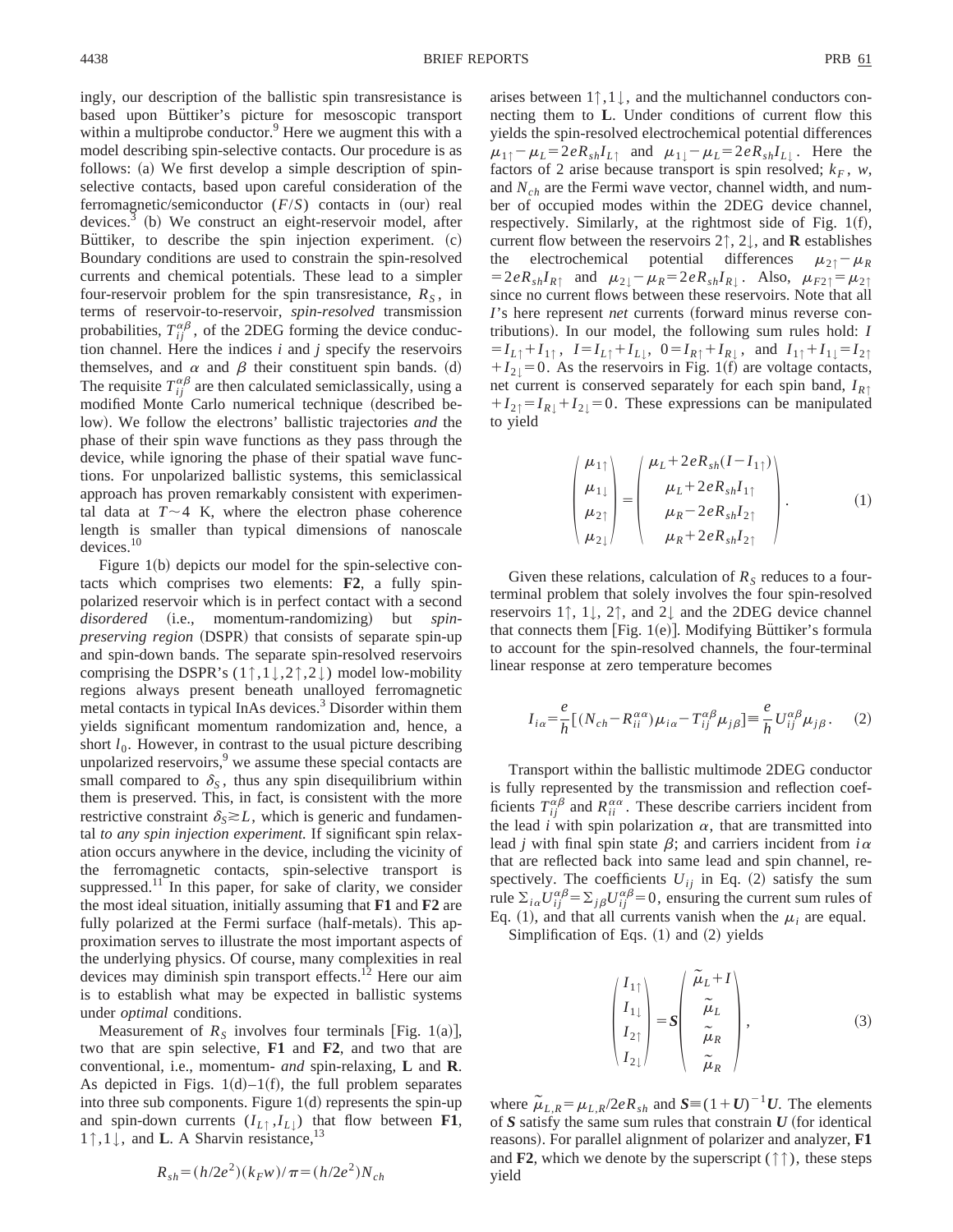ingly, our description of the ballistic spin transresistance is based upon Büttiker's picture for mesoscopic transport within a multiprobe conductor.[9] Here we augment this with a model describing spin-selective contacts. Our procedure is as follows: (a) We first develop a simple description of spin-selective contacts, based upon careful consideration of the ferromagnetic/semiconductor ($F/S$) contacts in (our) real devices.[3] (b) We construct an eight-reservoir model, after Büttiker, to describe the spin injection experiment. (c) Boundary conditions are used to constrain the spin-resolved currents and chemical potentials. These lead to a simpler four-reservoir problem for the spin transresistance, $R_S$, in terms of reservoir-to-reservoir, *spin-resolved* transmission probabilities, $T_{ij}^{\alpha\beta}$, of the 2DEG forming the device conduction channel. Here the indices $i$ and $j$ specify the reservoirs themselves, and $\alpha$ and $\beta$ their constituent spin bands. (d) The requisite $T_{ij}^{\alpha\beta}$ are then calculated semiclassically, using a modified Monte Carlo numerical technique (described below). We follow the electrons' ballistic trajectories *and* the phase of their spin wave functions as they pass through the device, while ignoring the phase of their spatial wave functions. For unpolarized ballistic systems, this semiclassical approach has proven remarkably consistent with experimental data at $T\sim 4$ K, where the electron phase coherence length is smaller than typical dimensions of nanoscale devices.[10]

Figure 1(b) depicts our model for the spin-selective contacts which comprises two elements: **F2**, a fully spin-polarized reservoir which is in perfect contact with a second *disordered* (i.e., momentum-randomizing) but *spin-preserving region* (DSPR) that consists of separate spin-up and spin-down bands. The separate spin-resolved reservoirs comprising the DSPR's ($1\uparrow,1\downarrow,2\uparrow,2\downarrow$) model low-mobility regions always present beneath unalloyed ferromagnetic metal contacts in typical InAs devices.[3] Disorder within them yields significant momentum randomization and, hence, a short $l_0$. However, in contrast to the usual picture describing unpolarized reservoirs,[9] we assume these special contacts are small compared to $\delta_S$, thus any spin disequilibrium within them is preserved. This, in fact, is consistent with the more restrictive constraint $\delta_S \gtrsim L$, which is generic and fundamental *to any spin injection experiment.* If significant spin relaxation occurs anywhere in the device, including the vicinity of the ferromagnetic contacts, spin-selective transport is suppressed.[11] In this paper, for sake of clarity, we consider the most ideal situation, initially assuming that **F1** and **F2** are fully polarized at the Fermi surface (half-metals). This approximation serves to illustrate the most important aspects of the underlying physics. Of course, many complexities in real devices may diminish spin transport effects.[12] Here our aim is to establish what may be expected in ballistic systems under *optimal* conditions.

Measurement of $R_S$ involves four terminals [Fig. 1(a)], two that are spin selective, **F1** and **F2**, and two that are conventional, i.e., momentum- *and* spin-relaxing, **L** and **R**. As depicted in Figs. 1(d)–1(f), the full problem separates into three sub components. Figure 1(d) represents the spin-up and spin-down currents ($I_{L\uparrow},I_{L\downarrow}$) that flow between **F1**, $1\uparrow,1\downarrow$, and **L**. A Sharvin resistance,[13]

$$R_{sh}=(h/2e^2)(k_F w)/\pi=(h/2e^2)N_{ch}$$

arises between $1\uparrow,1\downarrow$, and the multichannel conductors connecting them to **L**. Under conditions of current flow this yields the spin-resolved electrochemical potential differences $\mu_{1\uparrow}-\mu_L=2eR_{sh}I_{L\uparrow}$ and $\mu_{1\downarrow}-\mu_L=2eR_{sh}I_{L\downarrow}$. Here the factors of 2 arise because transport is spin resolved; $k_F$, $w$, and $N_{ch}$ are the Fermi wave vector, channel width, and number of occupied modes within the 2DEG device channel, respectively. Similarly, at the rightmost side of Fig. 1(f), current flow between the reservoirs $2\uparrow$, $2\downarrow$, and **R** establishes the electrochemical potential differences $\mu_{2\uparrow}-\mu_R=2eR_{sh}I_{R\uparrow}$ and $\mu_{2\downarrow}-\mu_R=2eR_{sh}I_{R\downarrow}$. Also, $\mu_{F2\uparrow}=\mu_{2\uparrow}$ since no current flows between these reservoirs. Note that all $I$'s here represent *net* currents (forward minus reverse contributions). In our model, the following sum rules hold: $I=I_{L\uparrow}+I_{1\uparrow}$, $I=I_{L\uparrow}+I_{L\downarrow}$, $0=I_{R\uparrow}+I_{R\downarrow}$, and $I_{1\uparrow}+I_{1\downarrow}=I_{2\uparrow}+I_{2\downarrow}=0$. As the reservoirs in Fig. 1(f) are voltage contacts, net current is conserved separately for each spin band, $I_{R\uparrow}+I_{2\uparrow}=I_{R\downarrow}+I_{2\downarrow}=0$. These expressions can be manipulated to yield

$$\begin{pmatrix} \mu_{1\uparrow} \\ \mu_{1\downarrow} \\ \mu_{2\uparrow} \\ \mu_{2\downarrow} \end{pmatrix} = \begin{pmatrix} \mu_L+2eR_{sh}(I-I_{1\uparrow}) \\ \mu_L+2eR_{sh}I_{1\uparrow} \\ \mu_R-2eR_{sh}I_{2\uparrow} \\ \mu_R+2eR_{sh}I_{2\uparrow} \end{pmatrix}. \tag{1}$$

Given these relations, calculation of $R_S$ reduces to a four-terminal problem that solely involves the four spin-resolved reservoirs $1\uparrow$, $1\downarrow$, $2\uparrow$, and $2\downarrow$ and the 2DEG device channel that connects them [Fig. 1(e)]. Modifying Büttiker's formula to account for the spin-resolved channels, the four-terminal linear response at zero temperature becomes

$$I_{i\alpha}=\frac{e}{h}[(N_{ch}-R_{ii}^{\alpha\alpha})\mu_{i\alpha}-T_{ij}^{\alpha\beta}\mu_{j\beta}]\equiv\frac{e}{h}U_{ij}^{\alpha\beta}\mu_{j\beta}. \tag{2}$$

Transport within the ballistic multimode 2DEG conductor is fully represented by the transmission and reflection coefficients $T_{ij}^{\alpha\beta}$ and $R_{ii}^{\alpha\alpha}$. These describe carriers incident from the lead $i$ with spin polarization $\alpha$, that are transmitted into lead $j$ with final spin state $\beta$; and carriers incident from $i\alpha$ that are reflected back into same lead and spin channel, respectively. The coefficients $U_{ij}$ in Eq. (2) satisfy the sum rule $\Sigma_{i\alpha}U_{ij}^{\alpha\beta}=\Sigma_{j\beta}U_{ij}^{\alpha\beta}=0$, ensuring the current sum rules of Eq. (1), and that all currents vanish when the $\mu_i$ are equal.

Simplification of Eqs. (1) and (2) yields

$$\begin{pmatrix} I_{1\uparrow} \\ I_{1\downarrow} \\ I_{2\uparrow} \\ I_{2\downarrow} \end{pmatrix} = \boldsymbol{S}\begin{pmatrix} \tilde{\mu}_L+I \\ \tilde{\mu}_L \\ \tilde{\mu}_R \\ \tilde{\mu}_R \end{pmatrix}, \tag{3}$$

where $\tilde{\mu}_{L,R}=\mu_{L,R}/2eR_{sh}$ and $\boldsymbol{S}\equiv(1+\boldsymbol{U})^{-1}\boldsymbol{U}$. The elements of $\boldsymbol{S}$ satisfy the same sum rules that constrain $\boldsymbol{U}$ (for identical reasons). For parallel alignment of polarizer and analyzer, **F1** and **F2**, which we denote by the superscript ($\uparrow\uparrow$), these steps yield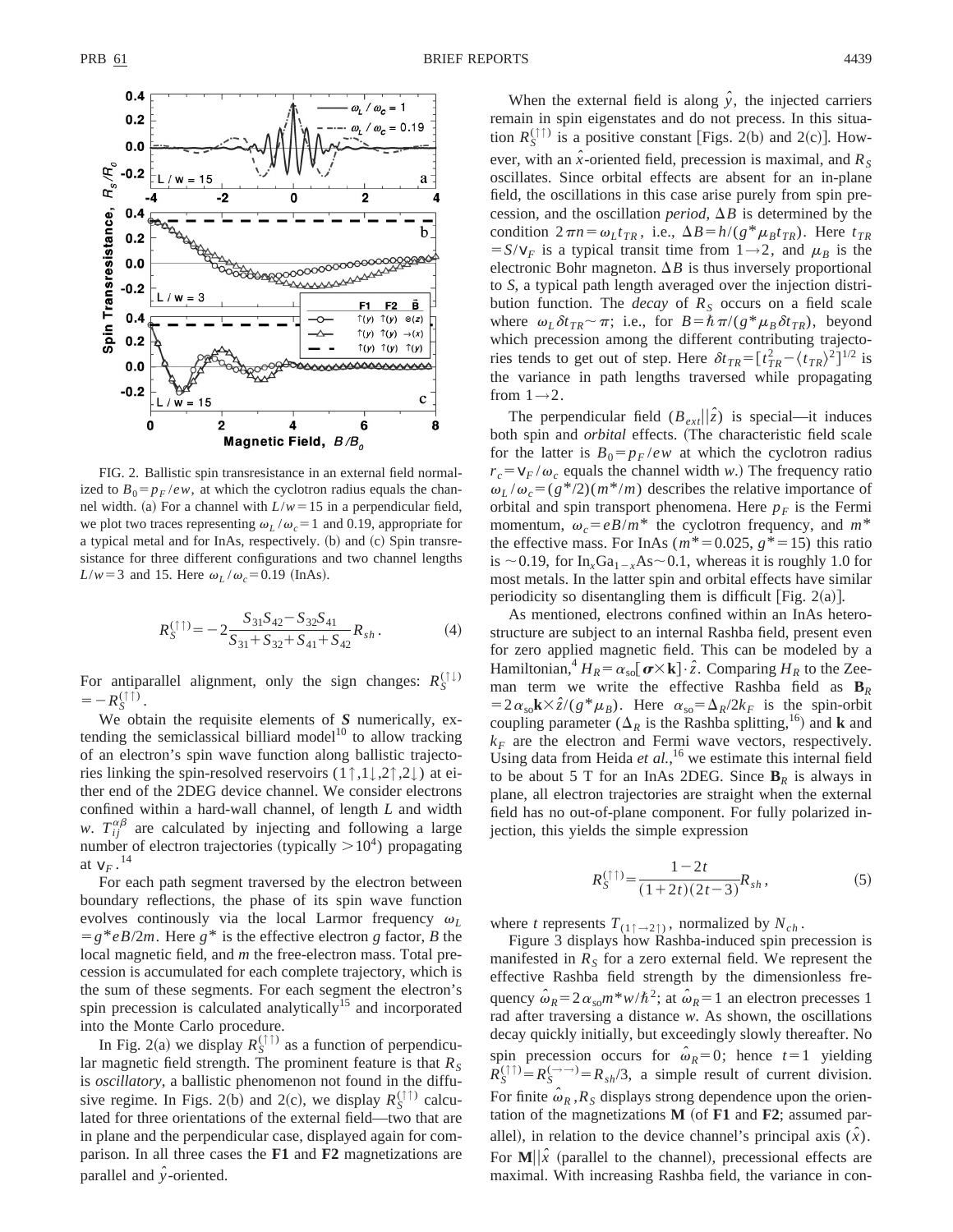FIG. 2. Ballistic spin transresistance in an external field normalized to $B_0 = p_F/ew$, at which the cyclotron radius equals the channel width. (a) For a channel with $L/w = 15$ in a perpendicular field, we plot two traces representing $\omega_L/\omega_c = 1$ and 0.19, appropriate for a typical metal and for InAs, respectively. (b) and (c) Spin transresistance for three different configurations and two channel lengths $L/w = 3$ and 15. Here $\omega_L/\omega_c = 0.19$ (InAs).

$$R_S^{(\uparrow\uparrow)} = -2\frac{S_{31}S_{42} - S_{32}S_{41}}{S_{31}+S_{32}+S_{41}+S_{42}} R_{sh}. \tag{4}$$

For antiparallel alignment, only the sign changes: $R_S^{(\uparrow\downarrow)} = -R_S^{(\uparrow\uparrow)}$.

We obtain the requisite elements of $\boldsymbol{S}$ numerically, extending the semiclassical billiard model[10] to allow tracking of an electron's spin wave function along ballistic trajectories linking the spin-resolved reservoirs ($1\uparrow, 1\downarrow, 2\uparrow, 2\downarrow$) at either end of the 2DEG device channel. We consider electrons confined within a hard-wall channel, of length $L$ and width $w$. $T_{ij}^{\alpha\beta}$ are calculated by injecting and following a large number of electron trajectories (typically $>10^4$) propagating at $v_F$.[14]

For each path segment traversed by the electron between boundary reflections, the phase of its spin wave function evolves continously via the local Larmor frequency $\omega_L = g^*eB/2m$. Here $g^*$ is the effective electron $g$ factor, $B$ the local magnetic field, and $m$ the free-electron mass. Total precession is accumulated for each complete trajectory, which is the sum of these segments. For each segment the electron's spin precession is calculated analytically[15] and incorporated into the Monte Carlo procedure.

In Fig. 2(a) we display $R_S^{(\uparrow\uparrow)}$ as a function of perpendicular magnetic field strength. The prominent feature is that $R_S$ is *oscillatory*, a ballistic phenomenon not found in the diffusive regime. In Figs. 2(b) and 2(c), we display $R_S^{(\uparrow\uparrow)}$ calculated for three orientations of the external field—two that are in plane and the perpendicular case, displayed again for comparison. In all three cases the **F1** and **F2** magnetizations are parallel and $\hat{y}$-oriented.

When the external field is along $\hat{y}$, the injected carriers remain in spin eigenstates and do not precess. In this situation $R_S^{(\uparrow\uparrow)}$ is a positive constant [Figs. 2(b) and 2(c)]. However, with an $\hat{x}$-oriented field, precession is maximal, and $R_S$ oscillates. Since orbital effects are absent for an in-plane field, the oscillations in this case arise purely from spin precession, and the oscillation *period*, $\Delta B$ is determined by the condition $2\pi n = \omega_L t_{TR}$, i.e., $\Delta B = h/(g^*\mu_B t_{TR})$. Here $t_{TR} = S/v_F$ is a typical transit time from $1\rightarrow 2$, and $\mu_B$ is the electronic Bohr magneton. $\Delta B$ is thus inversely proportional to $S$, a typical path length averaged over the injection distribution function. The *decay* of $R_S$ occurs on a field scale where $\omega_L \delta t_{TR} \sim \pi$; i.e., for $B = \hbar\pi/(g^*\mu_B \delta t_{TR})$, beyond which precession among the different contributing trajectories tends to get out of step. Here $\delta t_{TR} = [t_{TR}^2 - \langle t_{TR}\rangle^2]^{1/2}$ is the variance in path lengths traversed while propagating from $1\rightarrow 2$.

The perpendicular field ($B_{ext}\|\hat{z}$) is special—it induces both spin and *orbital* effects. (The characteristic field scale for the latter is $B_0 = p_F/ew$ at which the cyclotron radius $r_c = v_F/\omega_c$ equals the channel width $w$.) The frequency ratio $\omega_L/\omega_c = (g^*/2)(m^*/m)$ describes the relative importance of orbital and spin transport phenomena. Here $p_F$ is the Fermi momentum, $\omega_c = eB/m^*$ the cyclotron frequency, and $m^*$ the effective mass. For InAs ($m^* = 0.025$, $g^* = 15$) this ratio is $\sim 0.19$, for $In_xGa_{1-x}As \sim 0.1$, whereas it is roughly 1.0 for most metals. In the latter spin and orbital effects have similar periodicity so disentangling them is difficult [Fig. 2(a)].

As mentioned, electrons confined within an InAs heterostructure are subject to an internal Rashba field, present even for zero applied magnetic field. This can be modeled by a Hamiltonian,[4] $H_R = \alpha_{so}[\boldsymbol{\sigma}\times\mathbf{k}]\cdot\hat{z}$. Comparing $H_R$ to the Zeeman term we write the effective Rashba field as $\mathbf{B}_R = 2\alpha_{so}\mathbf{k}\times\hat{z}/(g^*\mu_B)$. Here $\alpha_{so} = \Delta_R/2k_F$ is the spin-orbit coupling parameter ($\Delta_R$ is the Rashba splitting,[16]) and $\mathbf{k}$ and $k_F$ are the electron and Fermi wave vectors, respectively. Using data from Heida *et al.*,[16] we estimate this internal field to be about 5 T for an InAs 2DEG. Since $\mathbf{B}_R$ is always in plane, all electron trajectories are straight when the external field has no out-of-plane component. For fully polarized injection, this yields the simple expression

$$R_S^{(\uparrow\uparrow)} = \frac{1-2t}{(1+2t)(2t-3)} R_{sh}, \tag{5}$$

where $t$ represents $T_{(1\uparrow\rightarrow 2\uparrow)}$, normalized by $N_{ch}$.

Figure 3 displays how Rashba-induced spin precession is manifested in $R_S$ for a zero external field. We represent the effective Rashba field strength by the dimensionless frequency $\hat{\omega}_R = 2\alpha_{so}m^*w/\hbar^2$; at $\hat{\omega}_R = 1$ an electron precesses 1 rad after traversing a distance $w$. As shown, the oscillations decay quickly initially, but exceedingly slowly thereafter. No spin precession occurs for $\hat{\omega}_R = 0$; hence $t = 1$ yielding $R_S^{(\uparrow\uparrow)} = R_S^{(\rightarrow\rightarrow)} = R_{sh}/3$, a simple result of current division. For finite $\hat{\omega}_R$, $R_S$ displays strong dependence upon the orientation of the magnetizations $\mathbf{M}$ (of **F1** and **F2**; assumed parallel), in relation to the device channel's principal axis ($\hat{x}$). For $\mathbf{M}\|\hat{x}$ (parallel to the channel), precessional effects are maximal. With increasing Rashba field, the variance in con-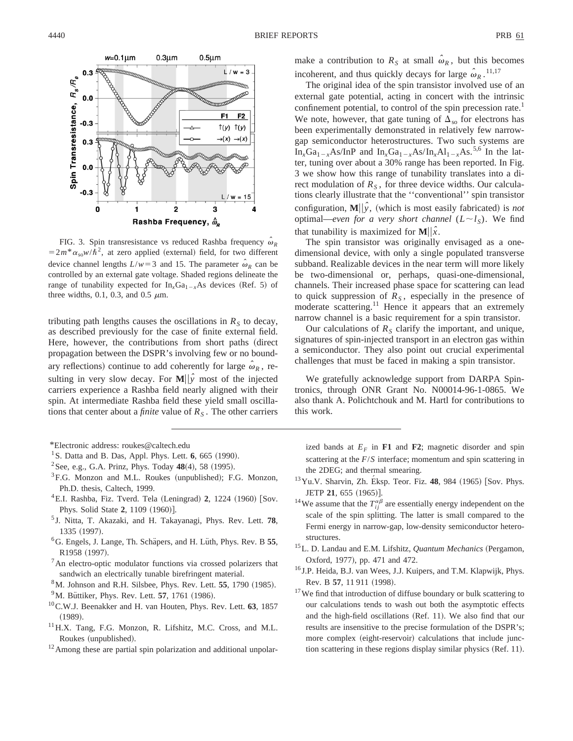w=0.1μm 0.3μm 0.5μm

L / w = 3

L / w = 15

Spin Transresistance, $R_S/R_0$

Rashba Frequency, $\hat{\omega}_R$

F1 F2

↑(y) ↑(y)

→(x) →(x)

0.3
0.0
-0.3
0.3
0.0
-0.3

0 1 2 3 4

FIG. 3. Spin transresistance vs reduced Rashba frequency $\hat{\omega}_R = 2m^* \alpha_{so} w/\hbar^2$, at zero applied (external) field, for two different device channel lengths $L/w = 3$ and 15. The parameter $\hat{\omega}_R$ can be controlled by an external gate voltage. Shaded regions delineate the range of tunability expected for $In_xGa_{1-x}As$ devices (Ref. 5) of three widths, 0.1, 0.3, and 0.5 $\mu$m.

tributing path lengths causes the oscillations in $R_S$ to decay, as described previously for the case of finite external field. Here, however, the contributions from short paths (direct propagation between the DSPR's involving few or no boundary reflections) continue to add coherently for large $\hat{\omega}_R$, resulting in very slow decay. For $\mathbf{M}\|\hat{y}$ most of the injected carriers experience a Rashba field nearly aligned with their spin. At intermediate Rashba field these yield small oscillations that center about a *finite* value of $R_S$. The other carriers make a contribution to $R_S$ at small $\hat{\omega}_R$, but this becomes incoherent, and thus quickly decays for large $\hat{\omega}_R$.[11,17]

The original idea of the spin transistor involved use of an external gate potential, acting in concert with the intrinsic confinement potential, to control of the spin precession rate.[1] We note, however, that gate tuning of $\Delta_{so}$ for electrons has been experimentally demonstrated in relatively few narrow-gap semiconductor heterostructures. Two such systems are $In_xGa_{1-x}As/InP$ and $In_xGa_{1-x}As/In_xAl_{1-x}As$.[5,6] In the latter, tuning over about a 30% range has been reported. In Fig. 3 we show how this range of tunability translates into a direct modulation of $R_S$, for three device widths. Our calculations clearly illustrate that the "conventional" spin transistor configuration, $\mathbf{M}\|\hat{y}$, (which is most easily fabricated) is *not* optimal—*even for a very short channel* ($L \sim l_S$). We find that tunability is maximized for $\mathbf{M}\|\hat{x}$.

The spin transistor was originally envisaged as a one-dimensional device, with only a single populated transverse subband. Realizable devices in the near term will more likely be two-dimensional or, perhaps, quasi-one-dimensional, channels. Their increased phase space for scattering can lead to quick suppression of $R_S$, especially in the presence of moderate scattering.[11] Hence it appears that an extremely narrow channel is a basic requirement for a spin transistor.

Our calculations of $R_S$ clarify the important, and unique, signatures of spin-injected transport in an electron gas within a semiconductor. They also point out crucial experimental challenges that must be faced in making a spin transistor.

We gratefully acknowledge support from DARPA Spintronics, through ONR Grant No. N00014-96-1-0865. We also thank A. Polichtchouk and M. Hartl for contributions to this work.

---

*Electronic address: roukes@caltech.edu

[1] S. Datta and B. Das, Appl. Phys. Lett. **6**, 665 (1990).

[2] See, e.g., G.A. Prinz, Phys. Today **48**(4), 58 (1995).

[3] F.G. Monzon and M.L. Roukes (unpublished); F.G. Monzon, Ph.D. thesis, Caltech, 1999.

[4] E.I. Rashba, Fiz. Tverd. Tela (Leningrad) **2**, 1224 (1960) [Sov. Phys. Solid State **2**, 1109 (1960)].

[5] J. Nitta, T. Akazaki, and H. Takayanagi, Phys. Rev. Lett. **78**, 1335 (1997).

[6] G. Engels, J. Lange, Th. Schäpers, and H. Lüth, Phys. Rev. B **55**, R1958 (1997).

[7] An electro-optic modulator functions via crossed polarizers that sandwich an electrically tunable birefringent material.

[8] M. Johnson and R.H. Silsbee, Phys. Rev. Lett. **55**, 1790 (1985).

[9] M. Büttiker, Phys. Rev. Lett. **57**, 1761 (1986).

[10] C.W.J. Beenakker and H. van Houten, Phys. Rev. Lett. **63**, 1857 (1989).

[11] H.X. Tang, F.G. Monzon, R. Lifshitz, M.C. Cross, and M.L. Roukes (unpublished).

[12] Among these are partial spin polarization and additional unpolarized bands at $E_F$ in **F1** and **F2**; magnetic disorder and spin scattering at the $F/S$ interface; momentum and spin scattering in the 2DEG; and thermal smearing.

[13] Yu.V. Sharvin, Zh. Éksp. Teor. Fiz. **48**, 984 (1965) [Sov. Phys. JETP **21**, 655 (1965)].

[14] We assume that the $T_{ij}^{\alpha\beta}$ are essentially energy independent on the scale of the spin splitting. The latter is small compared to the Fermi energy in narrow-gap, low-density semiconductor heterostructures.

[15] L. D. Landau and E.M. Lifshitz, *Quantum Mechanics* (Pergamon, Oxford, 1977), pp. 471 and 472.

[16] J.P. Heida, B.J. van Wees, J.J. Kuipers, and T.M. Klapwijk, Phys. Rev. B **57**, 11 911 (1998).

[17] We find that introduction of diffuse boundary or bulk scattering to our calculations tends to wash out both the asymptotic effects and the high-field oscillations (Ref. 11). We also find that our results are insensitive to the precise formulation of the DSPR's; more complex (eight-reservoir) calculations that include junction scattering in these regions display similar physics (Ref. 11).